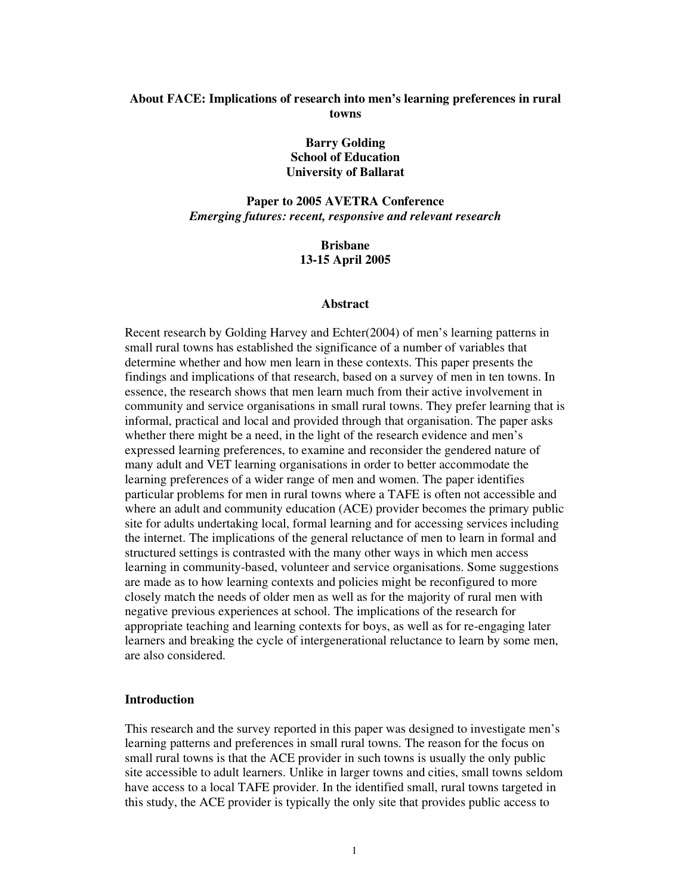# About FACE: Implications of research into men's learning preferences in rural towns

**Barry Golding**
**School of Education**
**University of Ballarat**

**Paper to 2005 AVETRA Conference**
***Emerging futures: recent, responsive and relevant research***

**Brisbane**
**13-15 April 2005**

## Abstract

Recent research by Golding Harvey and Echter(2004) of men's learning patterns in small rural towns has established the significance of a number of variables that determine whether and how men learn in these contexts. This paper presents the findings and implications of that research, based on a survey of men in ten towns. In essence, the research shows that men learn much from their active involvement in community and service organisations in small rural towns. They prefer learning that is informal, practical and local and provided through that organisation. The paper asks whether there might be a need, in the light of the research evidence and men's expressed learning preferences, to examine and reconsider the gendered nature of many adult and VET learning organisations in order to better accommodate the learning preferences of a wider range of men and women. The paper identifies particular problems for men in rural towns where a TAFE is often not accessible and where an adult and community education (ACE) provider becomes the primary public site for adults undertaking local, formal learning and for accessing services including the internet. The implications of the general reluctance of men to learn in formal and structured settings is contrasted with the many other ways in which men access learning in community-based, volunteer and service organisations. Some suggestions are made as to how learning contexts and policies might be reconfigured to more closely match the needs of older men as well as for the majority of rural men with negative previous experiences at school. The implications of the research for appropriate teaching and learning contexts for boys, as well as for re-engaging later learners and breaking the cycle of intergenerational reluctance to learn by some men, are also considered.

## Introduction

This research and the survey reported in this paper was designed to investigate men's learning patterns and preferences in small rural towns. The reason for the focus on small rural towns is that the ACE provider in such towns is usually the only public site accessible to adult learners. Unlike in larger towns and cities, small towns seldom have access to a local TAFE provider. In the identified small, rural towns targeted in this study, the ACE provider is typically the only site that provides public access to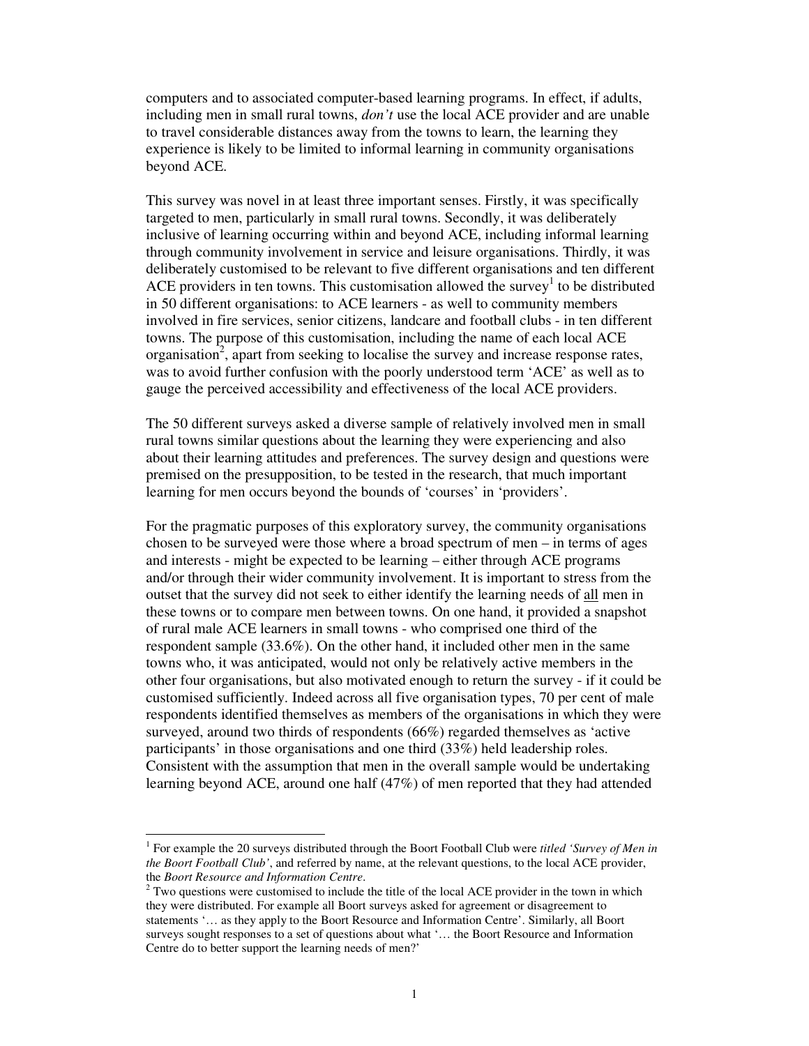computers and to associated computer-based learning programs. In effect, if adults, including men in small rural towns, *don't* use the local ACE provider and are unable to travel considerable distances away from the towns to learn, the learning they experience is likely to be limited to informal learning in community organisations beyond ACE.

This survey was novel in at least three important senses. Firstly, it was specifically targeted to men, particularly in small rural towns. Secondly, it was deliberately inclusive of learning occurring within and beyond ACE, including informal learning through community involvement in service and leisure organisations. Thirdly, it was deliberately customised to be relevant to five different organisations and ten different ACE providers in ten towns. This customisation allowed the survey[1] to be distributed in 50 different organisations: to ACE learners - as well to community members involved in fire services, senior citizens, landcare and football clubs - in ten different towns. The purpose of this customisation, including the name of each local ACE organisation[2], apart from seeking to localise the survey and increase response rates, was to avoid further confusion with the poorly understood term 'ACE' as well as to gauge the perceived accessibility and effectiveness of the local ACE providers.

The 50 different surveys asked a diverse sample of relatively involved men in small rural towns similar questions about the learning they were experiencing and also about their learning attitudes and preferences. The survey design and questions were premised on the presupposition, to be tested in the research, that much important learning for men occurs beyond the bounds of 'courses' in 'providers'.

For the pragmatic purposes of this exploratory survey, the community organisations chosen to be surveyed were those where a broad spectrum of men – in terms of ages and interests - might be expected to be learning – either through ACE programs and/or through their wider community involvement. It is important to stress from the outset that the survey did not seek to either identify the learning needs of <u>all</u> men in these towns or to compare men between towns. On one hand, it provided a snapshot of rural male ACE learners in small towns - who comprised one third of the respondent sample (33.6%). On the other hand, it included other men in the same towns who, it was anticipated, would not only be relatively active members in the other four organisations, but also motivated enough to return the survey - if it could be customised sufficiently. Indeed across all five organisation types, 70 per cent of male respondents identified themselves as members of the organisations in which they were surveyed, around two thirds of respondents (66%) regarded themselves as 'active participants' in those organisations and one third (33%) held leadership roles. Consistent with the assumption that men in the overall sample would be undertaking learning beyond ACE, around one half (47%) of men reported that they had attended

---

[1] For example the 20 surveys distributed through the Boort Football Club were *titled 'Survey of Men in the Boort Football Club'*, and referred by name, at the relevant questions, to the local ACE provider, the *Boort Resource and Information Centre*.

[2] Two questions were customised to include the title of the local ACE provider in the town in which they were distributed. For example all Boort surveys asked for agreement or disagreement to statements '… as they apply to the Boort Resource and Information Centre'. Similarly, all Boort surveys sought responses to a set of questions about what '… the Boort Resource and Information Centre do to better support the learning needs of men?'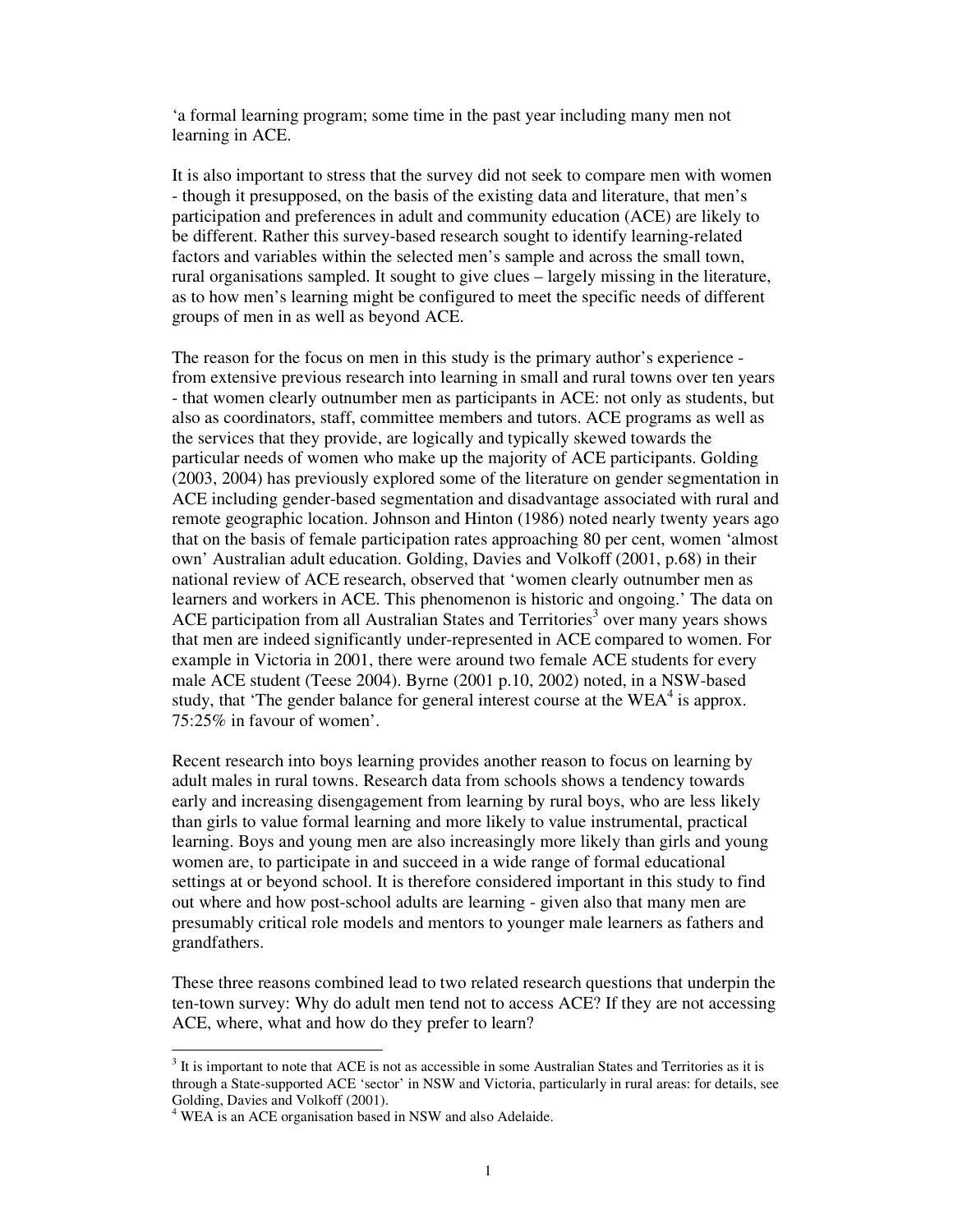‘a formal learning program; some time in the past year including many men not learning in ACE.

It is also important to stress that the survey did not seek to compare men with women - though it presupposed, on the basis of the existing data and literature, that men’s participation and preferences in adult and community education (ACE) are likely to be different. Rather this survey-based research sought to identify learning-related factors and variables within the selected men’s sample and across the small town, rural organisations sampled. It sought to give clues – largely missing in the literature, as to how men’s learning might be configured to meet the specific needs of different groups of men in as well as beyond ACE.

The reason for the focus on men in this study is the primary author’s experience - from extensive previous research into learning in small and rural towns over ten years - that women clearly outnumber men as participants in ACE: not only as students, but also as coordinators, staff, committee members and tutors. ACE programs as well as the services that they provide, are logically and typically skewed towards the particular needs of women who make up the majority of ACE participants. Golding (2003, 2004) has previously explored some of the literature on gender segmentation in ACE including gender-based segmentation and disadvantage associated with rural and remote geographic location. Johnson and Hinton (1986) noted nearly twenty years ago that on the basis of female participation rates approaching 80 per cent, women ‘almost own’ Australian adult education. Golding, Davies and Volkoff (2001, p.68) in their national review of ACE research, observed that ‘women clearly outnumber men as learners and workers in ACE. This phenomenon is historic and ongoing.’ The data on ACE participation from all Australian States and Territories[3] over many years shows that men are indeed significantly under-represented in ACE compared to women. For example in Victoria in 2001, there were around two female ACE students for every male ACE student (Teese 2004). Byrne (2001 p.10, 2002) noted, in a NSW-based study, that ‘The gender balance for general interest course at the WEA[4] is approx. 75:25% in favour of women’.

Recent research into boys learning provides another reason to focus on learning by adult males in rural towns. Research data from schools shows a tendency towards early and increasing disengagement from learning by rural boys, who are less likely than girls to value formal learning and more likely to value instrumental, practical learning. Boys and young men are also increasingly more likely than girls and young women are, to participate in and succeed in a wide range of formal educational settings at or beyond school. It is therefore considered important in this study to find out where and how post-school adults are learning - given also that many men are presumably critical role models and mentors to younger male learners as fathers and grandfathers.

These three reasons combined lead to two related research questions that underpin the ten-town survey: Why do adult men tend not to access ACE? If they are not accessing ACE, where, what and how do they prefer to learn?

[3] It is important to note that ACE is not as accessible in some Australian States and Territories as it is through a State-supported ACE ‘sector’ in NSW and Victoria, particularly in rural areas: for details, see Golding, Davies and Volkoff (2001).

[4] WEA is an ACE organisation based in NSW and also Adelaide.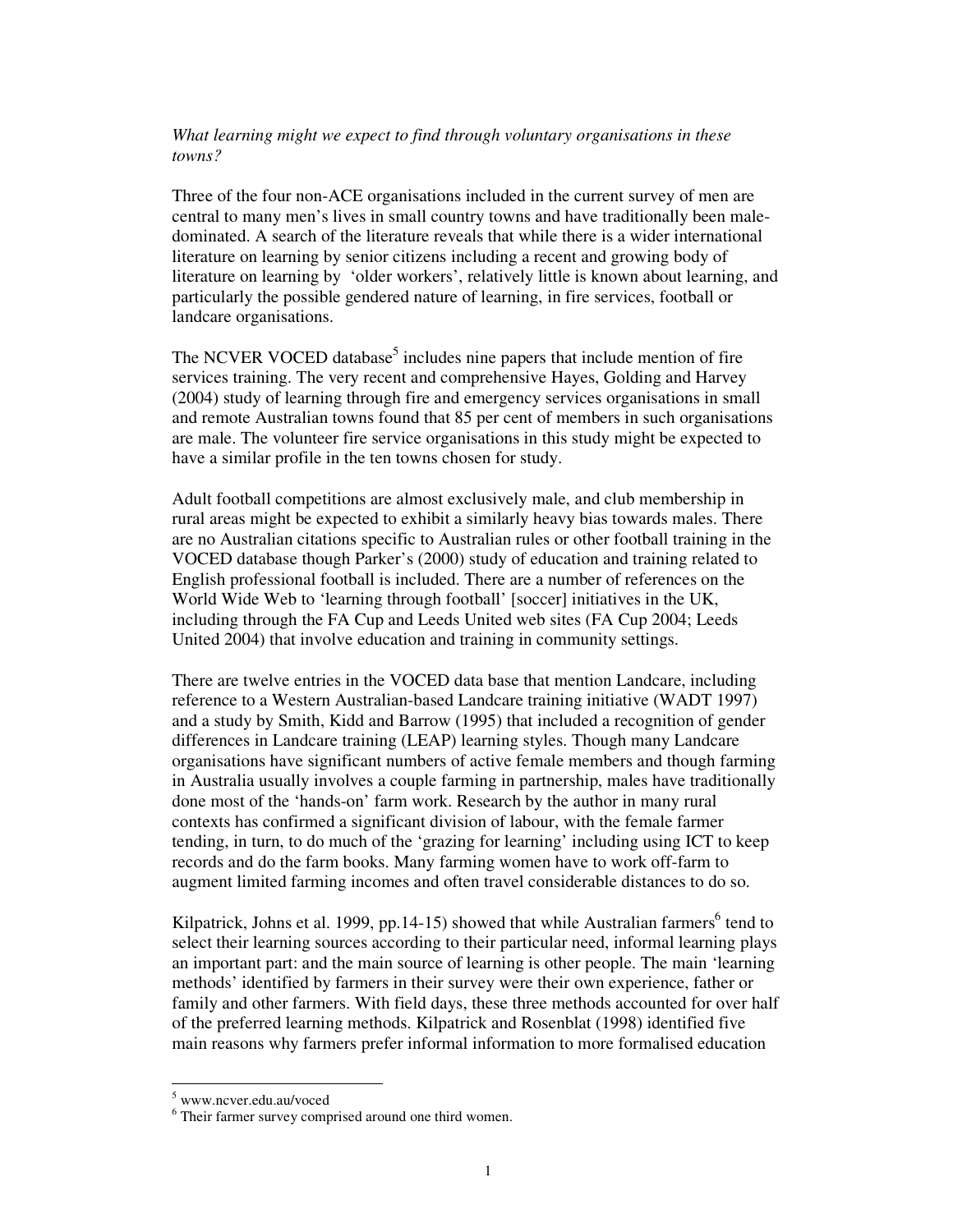*What learning might we expect to find through voluntary organisations in these towns?*

Three of the four non-ACE organisations included in the current survey of men are central to many men's lives in small country towns and have traditionally been male-dominated. A search of the literature reveals that while there is a wider international literature on learning by senior citizens including a recent and growing body of literature on learning by 'older workers', relatively little is known about learning, and particularly the possible gendered nature of learning, in fire services, football or landcare organisations.

The NCVER VOCED database[5] includes nine papers that include mention of fire services training. The very recent and comprehensive Hayes, Golding and Harvey (2004) study of learning through fire and emergency services organisations in small and remote Australian towns found that 85 per cent of members in such organisations are male. The volunteer fire service organisations in this study might be expected to have a similar profile in the ten towns chosen for study.

Adult football competitions are almost exclusively male, and club membership in rural areas might be expected to exhibit a similarly heavy bias towards males. There are no Australian citations specific to Australian rules or other football training in the VOCED database though Parker's (2000) study of education and training related to English professional football is included. There are a number of references on the World Wide Web to 'learning through football' [soccer] initiatives in the UK, including through the FA Cup and Leeds United web sites (FA Cup 2004; Leeds United 2004) that involve education and training in community settings.

There are twelve entries in the VOCED data base that mention Landcare, including reference to a Western Australian-based Landcare training initiative (WADT 1997) and a study by Smith, Kidd and Barrow (1995) that included a recognition of gender differences in Landcare training (LEAP) learning styles. Though many Landcare organisations have significant numbers of active female members and though farming in Australia usually involves a couple farming in partnership, males have traditionally done most of the 'hands-on' farm work. Research by the author in many rural contexts has confirmed a significant division of labour, with the female farmer tending, in turn, to do much of the 'grazing for learning' including using ICT to keep records and do the farm books. Many farming women have to work off-farm to augment limited farming incomes and often travel considerable distances to do so.

Kilpatrick, Johns et al. 1999, pp.14-15) showed that while Australian farmers[6] tend to select their learning sources according to their particular need, informal learning plays an important part: and the main source of learning is other people. The main 'learning methods' identified by farmers in their survey were their own experience, father or family and other farmers. With field days, these three methods accounted for over half of the preferred learning methods. Kilpatrick and Rosenblat (1998) identified five main reasons why farmers prefer informal information to more formalised education

---

[5] www.ncver.edu.au/voced

[6] Their farmer survey comprised around one third women.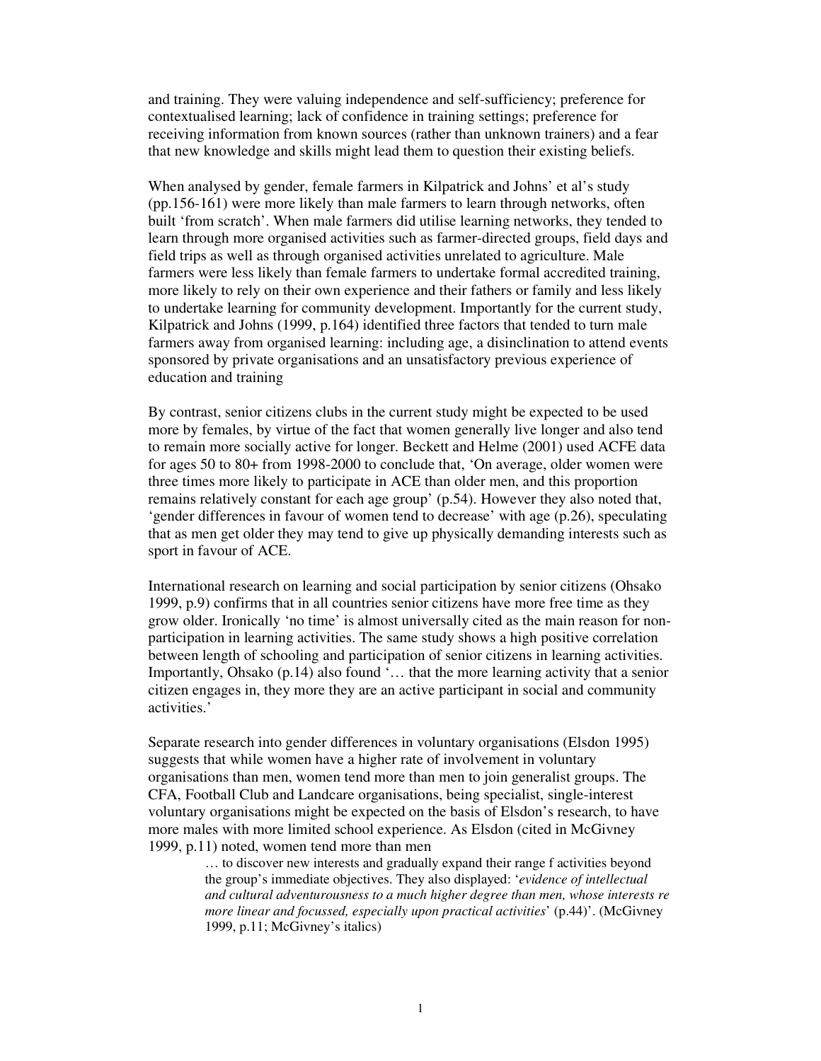and training. They were valuing independence and self-sufficiency; preference for contextualised learning; lack of confidence in training settings; preference for receiving information from known sources (rather than unknown trainers) and a fear that new knowledge and skills might lead them to question their existing beliefs.

When analysed by gender, female farmers in Kilpatrick and Johns' et al's study (pp.156-161) were more likely than male farmers to learn through networks, often built 'from scratch'. When male farmers did utilise learning networks, they tended to learn through more organised activities such as farmer-directed groups, field days and field trips as well as through organised activities unrelated to agriculture. Male farmers were less likely than female farmers to undertake formal accredited training, more likely to rely on their own experience and their fathers or family and less likely to undertake learning for community development. Importantly for the current study, Kilpatrick and Johns (1999, p.164) identified three factors that tended to turn male farmers away from organised learning: including age, a disinclination to attend events sponsored by private organisations and an unsatisfactory previous experience of education and training

By contrast, senior citizens clubs in the current study might be expected to be used more by females, by virtue of the fact that women generally live longer and also tend to remain more socially active for longer. Beckett and Helme (2001) used ACFE data for ages 50 to 80+ from 1998-2000 to conclude that, 'On average, older women were three times more likely to participate in ACE than older men, and this proportion remains relatively constant for each age group' (p.54). However they also noted that, 'gender differences in favour of women tend to decrease' with age (p.26), speculating that as men get older they may tend to give up physically demanding interests such as sport in favour of ACE.

International research on learning and social participation by senior citizens (Ohsako 1999, p.9) confirms that in all countries senior citizens have more free time as they grow older. Ironically 'no time' is almost universally cited as the main reason for non-participation in learning activities. The same study shows a high positive correlation between length of schooling and participation of senior citizens in learning activities. Importantly, Ohsako (p.14) also found '… that the more learning activity that a senior citizen engages in, they more they are an active participant in social and community activities.'

Separate research into gender differences in voluntary organisations (Elsdon 1995) suggests that while women have a higher rate of involvement in voluntary organisations than men, women tend more than men to join generalist groups. The CFA, Football Club and Landcare organisations, being specialist, single-interest voluntary organisations might be expected on the basis of Elsdon's research, to have more males with more limited school experience. As Elsdon (cited in McGivney 1999, p.11) noted, women tend more than men

> … to discover new interests and gradually expand their range f activities beyond the group's immediate objectives. They also displayed: '*evidence of intellectual and cultural adventurousness to a much higher degree than men, whose interests re more linear and focussed, especially upon practical activities*' (p.44)'. (McGivney 1999, p.11; McGivney's italics)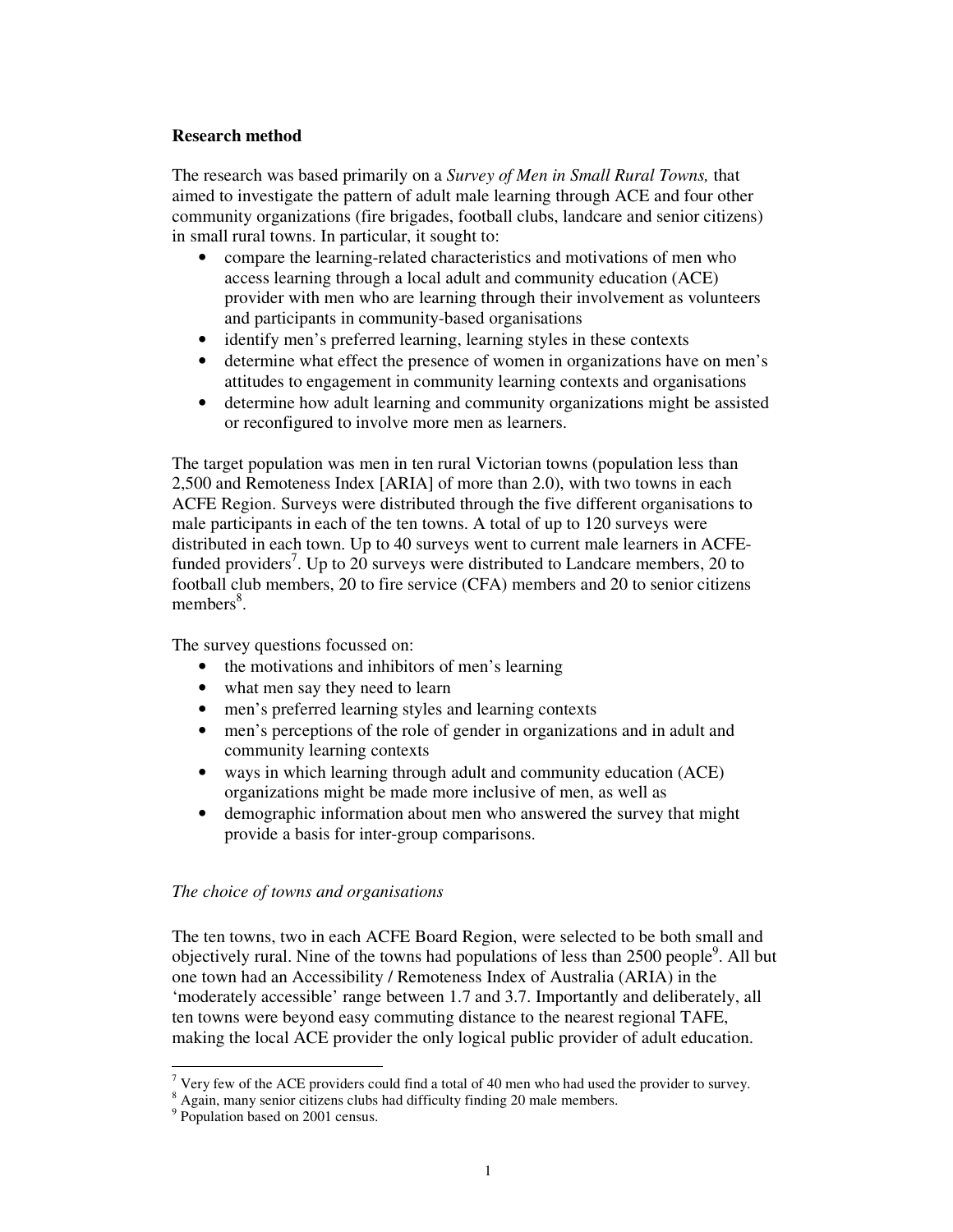**Research method**

The research was based primarily on a *Survey of Men in Small Rural Towns,* that aimed to investigate the pattern of adult male learning through ACE and four other community organizations (fire brigades, football clubs, landcare and senior citizens) in small rural towns. In particular, it sought to:

- compare the learning-related characteristics and motivations of men who access learning through a local adult and community education (ACE) provider with men who are learning through their involvement as volunteers and participants in community-based organisations
- identify men's preferred learning, learning styles in these contexts
- determine what effect the presence of women in organizations have on men's attitudes to engagement in community learning contexts and organisations
- determine how adult learning and community organizations might be assisted or reconfigured to involve more men as learners.

The target population was men in ten rural Victorian towns (population less than 2,500 and Remoteness Index [ARIA] of more than 2.0), with two towns in each ACFE Region. Surveys were distributed through the five different organisations to male participants in each of the ten towns. A total of up to 120 surveys were distributed in each town. Up to 40 surveys went to current male learners in ACFE-funded providers[7]. Up to 20 surveys were distributed to Landcare members, 20 to football club members, 20 to fire service (CFA) members and 20 to senior citizens members[8].

The survey questions focussed on:

- the motivations and inhibitors of men's learning
- what men say they need to learn
- men's preferred learning styles and learning contexts
- men's perceptions of the role of gender in organizations and in adult and community learning contexts
- ways in which learning through adult and community education (ACE) organizations might be made more inclusive of men, as well as
- demographic information about men who answered the survey that might provide a basis for inter-group comparisons.

*The choice of towns and organisations*

The ten towns, two in each ACFE Board Region, were selected to be both small and objectively rural. Nine of the towns had populations of less than 2500 people[9]. All but one town had an Accessibility / Remoteness Index of Australia (ARIA) in the 'moderately accessible' range between 1.7 and 3.7. Importantly and deliberately, all ten towns were beyond easy commuting distance to the nearest regional TAFE, making the local ACE provider the only logical public provider of adult education.

---

[7] Very few of the ACE providers could find a total of 40 men who had used the provider to survey.

[8] Again, many senior citizens clubs had difficulty finding 20 male members.

[9] Population based on 2001 census.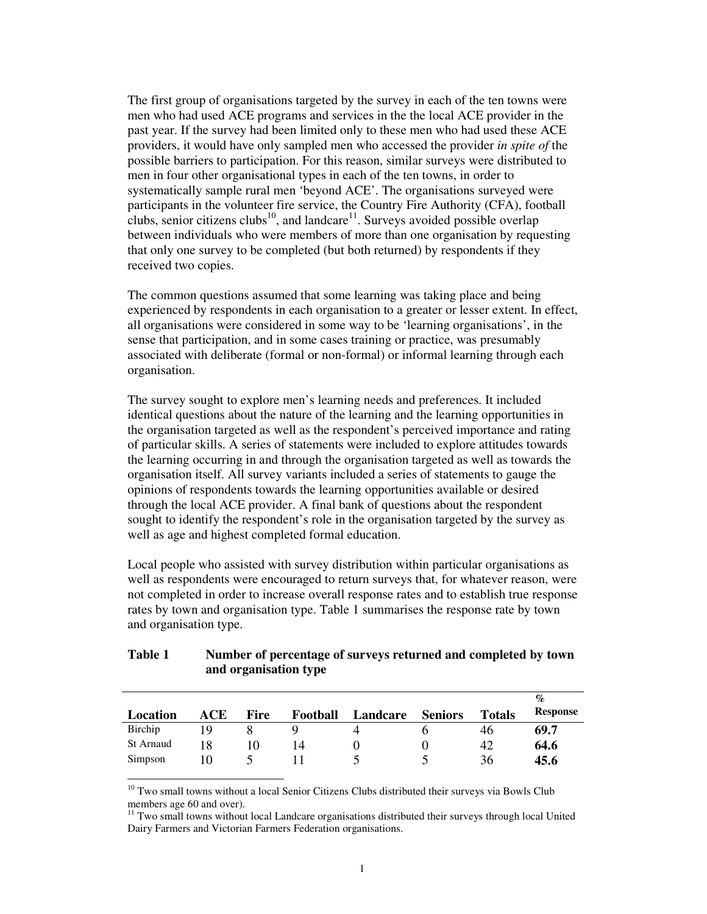The first group of organisations targeted by the survey in each of the ten towns were men who had used ACE programs and services in the the local ACE provider in the past year. If the survey had been limited only to these men who had used these ACE providers, it would have only sampled men who accessed the provider *in spite of* the possible barriers to participation. For this reason, similar surveys were distributed to men in four other organisational types in each of the ten towns, in order to systematically sample rural men 'beyond ACE'. The organisations surveyed were participants in the volunteer fire service, the Country Fire Authority (CFA), football clubs, senior citizens clubs[10], and landcare[11]. Surveys avoided possible overlap between individuals who were members of more than one organisation by requesting that only one survey to be completed (but both returned) by respondents if they received two copies.

The common questions assumed that some learning was taking place and being experienced by respondents in each organisation to a greater or lesser extent. In effect, all organisations were considered in some way to be 'learning organisations', in the sense that participation, and in some cases training or practice, was presumably associated with deliberate (formal or non-formal) or informal learning through each organisation.

The survey sought to explore men's learning needs and preferences. It included identical questions about the nature of the learning and the learning opportunities in the organisation targeted as well as the respondent's perceived importance and rating of particular skills. A series of statements were included to explore attitudes towards the learning occurring in and through the organisation targeted as well as towards the organisation itself. All survey variants included a series of statements to gauge the opinions of respondents towards the learning opportunities available or desired through the local ACE provider. A final bank of questions about the respondent sought to identify the respondent's role in the organisation targeted by the survey as well as age and highest completed formal education.

Local people who assisted with survey distribution within particular organisations as well as respondents were encouraged to return surveys that, for whatever reason, were not completed in order to increase overall response rates and to establish true response rates by town and organisation type. Table 1 summarises the response rate by town and organisation type.

**Table 1 Number of percentage of surveys returned and completed by town and organisation type**

| Location | ACE | Fire | Football | Landcare | Seniors | Totals | % Response |
|---|---|---|---|---|---|---|---|
| Birchip | 19 | 8 | 9 | 4 | 6 | 46 | **69.7** |
| St Arnaud | 18 | 10 | 14 | 0 | 0 | 42 | **64.6** |
| Simpson | 10 | 5 | 11 | 5 | 5 | 36 | **45.6** |

[10] Two small towns without a local Senior Citizens Clubs distributed their surveys via Bowls Club members age 60 and over).

[11] Two small towns without local Landcare organisations distributed their surveys through local United Dairy Farmers and Victorian Farmers Federation organisations.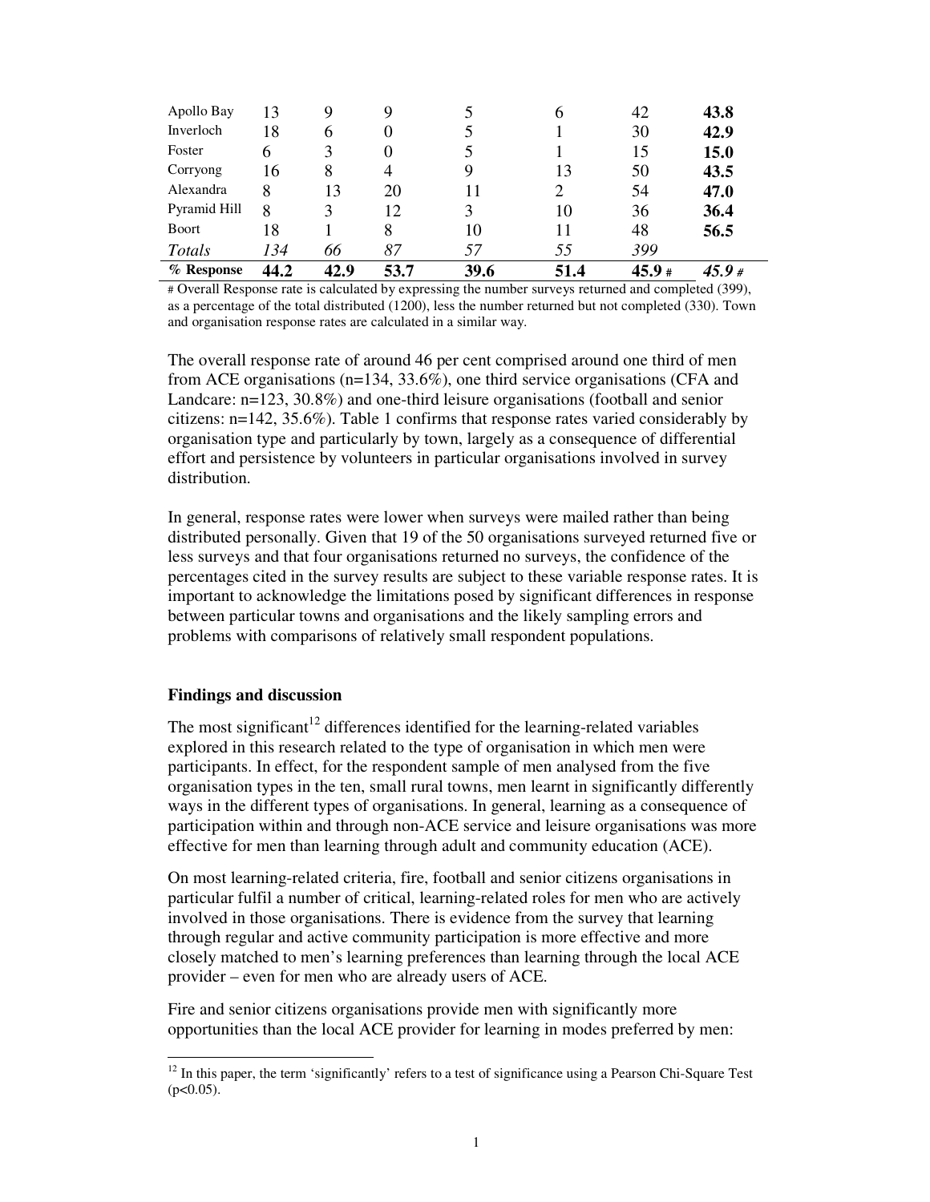| | | | | | | | |
|---|---|---|---|---|---|---|---|
| Apollo Bay | 13 | 9 | 9 | 5 | 6 | 42 | **43.8** |
| Inverloch | 18 | 6 | 0 | 5 | 1 | 30 | **42.9** |
| Foster | 6 | 3 | 0 | 5 | 1 | 15 | **15.0** |
| Corryong | 16 | 8 | 4 | 9 | 13 | 50 | **43.5** |
| Alexandra | 8 | 13 | 20 | 11 | 2 | 54 | **47.0** |
| Pyramid Hill | 8 | 3 | 12 | 3 | 10 | 36 | **36.4** |
| Boort | 18 | 1 | 8 | 10 | 11 | 48 | **56.5** |
| *Totals* | *134* | *66* | *87* | *57* | *55* | *399* | |
| **% Response** | **44.2** | **42.9** | **53.7** | **39.6** | **51.4** | **45.9** # | *45.9* # |

\# Overall Response rate is calculated by expressing the number surveys returned and completed (399), as a percentage of the total distributed (1200), less the number returned but not completed (330). Town and organisation response rates are calculated in a similar way.

The overall response rate of around 46 per cent comprised around one third of men from ACE organisations (n=134, 33.6%), one third service organisations (CFA and Landcare: n=123, 30.8%) and one-third leisure organisations (football and senior citizens: n=142, 35.6%). Table 1 confirms that response rates varied considerably by organisation type and particularly by town, largely as a consequence of differential effort and persistence by volunteers in particular organisations involved in survey distribution.

In general, response rates were lower when surveys were mailed rather than being distributed personally. Given that 19 of the 50 organisations surveyed returned five or less surveys and that four organisations returned no surveys, the confidence of the percentages cited in the survey results are subject to these variable response rates. It is important to acknowledge the limitations posed by significant differences in response between particular towns and organisations and the likely sampling errors and problems with comparisons of relatively small respondent populations.

## Findings and discussion

The most significant[12] differences identified for the learning-related variables explored in this research related to the type of organisation in which men were participants. In effect, for the respondent sample of men analysed from the five organisation types in the ten, small rural towns, men learnt in significantly differently ways in the different types of organisations. In general, learning as a consequence of participation within and through non-ACE service and leisure organisations was more effective for men than learning through adult and community education (ACE).

On most learning-related criteria, fire, football and senior citizens organisations in particular fulfil a number of critical, learning-related roles for men who are actively involved in those organisations. There is evidence from the survey that learning through regular and active community participation is more effective and more closely matched to men's learning preferences than learning through the local ACE provider – even for men who are already users of ACE.

Fire and senior citizens organisations provide men with significantly more opportunities than the local ACE provider for learning in modes preferred by men:

[12] In this paper, the term 'significantly' refers to a test of significance using a Pearson Chi-Square Test ($p<0.05$).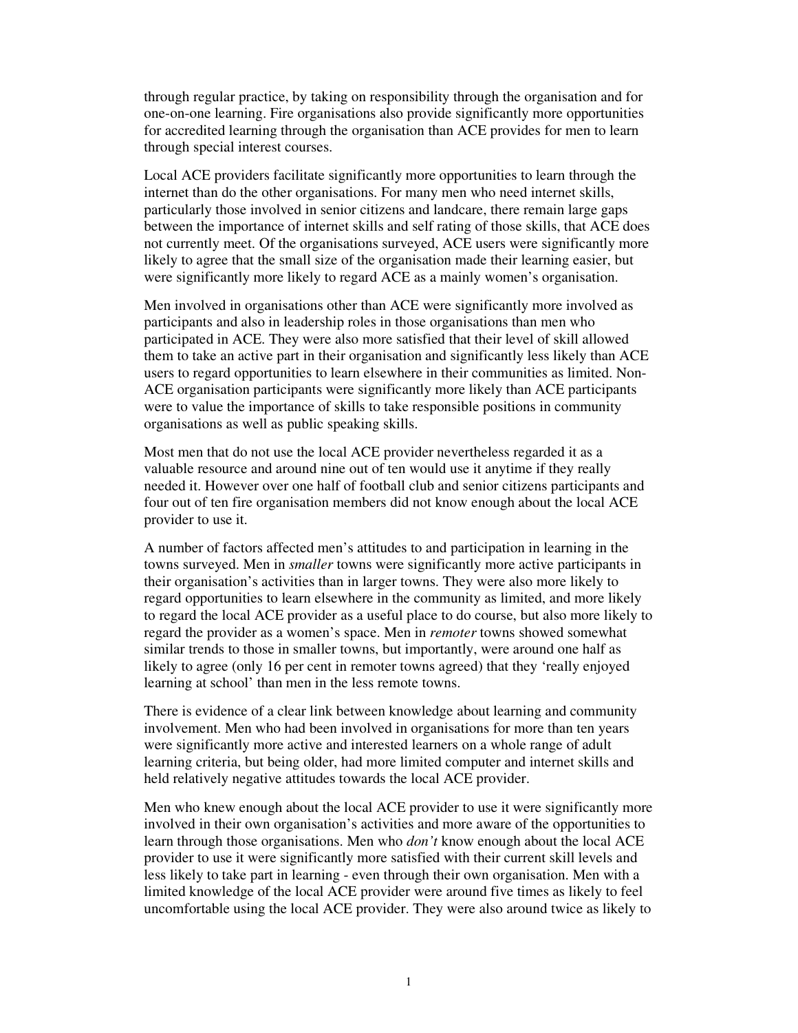through regular practice, by taking on responsibility through the organisation and for one-on-one learning. Fire organisations also provide significantly more opportunities for accredited learning through the organisation than ACE provides for men to learn through special interest courses.

Local ACE providers facilitate significantly more opportunities to learn through the internet than do the other organisations. For many men who need internet skills, particularly those involved in senior citizens and landcare, there remain large gaps between the importance of internet skills and self rating of those skills, that ACE does not currently meet. Of the organisations surveyed, ACE users were significantly more likely to agree that the small size of the organisation made their learning easier, but were significantly more likely to regard ACE as a mainly women's organisation.

Men involved in organisations other than ACE were significantly more involved as participants and also in leadership roles in those organisations than men who participated in ACE. They were also more satisfied that their level of skill allowed them to take an active part in their organisation and significantly less likely than ACE users to regard opportunities to learn elsewhere in their communities as limited. Non-ACE organisation participants were significantly more likely than ACE participants were to value the importance of skills to take responsible positions in community organisations as well as public speaking skills.

Most men that do not use the local ACE provider nevertheless regarded it as a valuable resource and around nine out of ten would use it anytime if they really needed it. However over one half of football club and senior citizens participants and four out of ten fire organisation members did not know enough about the local ACE provider to use it.

A number of factors affected men's attitudes to and participation in learning in the towns surveyed. Men in *smaller* towns were significantly more active participants in their organisation's activities than in larger towns. They were also more likely to regard opportunities to learn elsewhere in the community as limited, and more likely to regard the local ACE provider as a useful place to do course, but also more likely to regard the provider as a women's space. Men in *remoter* towns showed somewhat similar trends to those in smaller towns, but importantly, were around one half as likely to agree (only 16 per cent in remoter towns agreed) that they 'really enjoyed learning at school' than men in the less remote towns.

There is evidence of a clear link between knowledge about learning and community involvement. Men who had been involved in organisations for more than ten years were significantly more active and interested learners on a whole range of adult learning criteria, but being older, had more limited computer and internet skills and held relatively negative attitudes towards the local ACE provider.

Men who knew enough about the local ACE provider to use it were significantly more involved in their own organisation's activities and more aware of the opportunities to learn through those organisations. Men who *don't* know enough about the local ACE provider to use it were significantly more satisfied with their current skill levels and less likely to take part in learning - even through their own organisation. Men with a limited knowledge of the local ACE provider were around five times as likely to feel uncomfortable using the local ACE provider. They were also around twice as likely to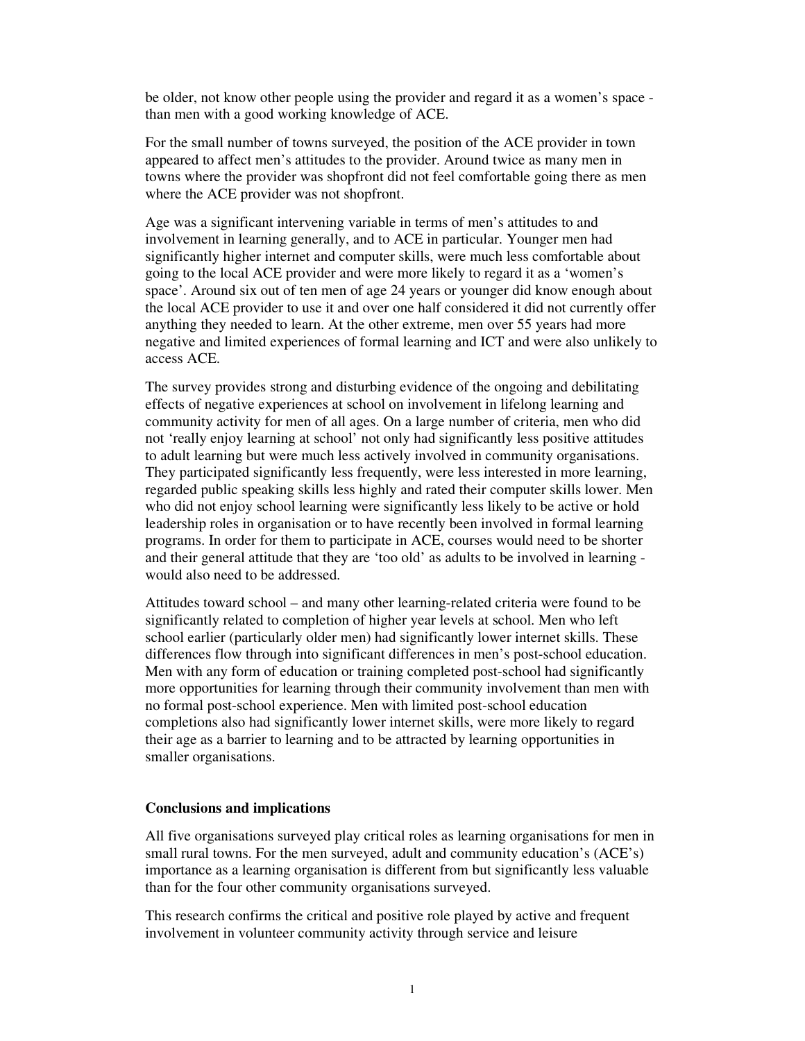be older, not know other people using the provider and regard it as a women's space - than men with a good working knowledge of ACE.

For the small number of towns surveyed, the position of the ACE provider in town appeared to affect men's attitudes to the provider. Around twice as many men in towns where the provider was shopfront did not feel comfortable going there as men where the ACE provider was not shopfront.

Age was a significant intervening variable in terms of men's attitudes to and involvement in learning generally, and to ACE in particular. Younger men had significantly higher internet and computer skills, were much less comfortable about going to the local ACE provider and were more likely to regard it as a 'women's space'. Around six out of ten men of age 24 years or younger did know enough about the local ACE provider to use it and over one half considered it did not currently offer anything they needed to learn. At the other extreme, men over 55 years had more negative and limited experiences of formal learning and ICT and were also unlikely to access ACE.

The survey provides strong and disturbing evidence of the ongoing and debilitating effects of negative experiences at school on involvement in lifelong learning and community activity for men of all ages. On a large number of criteria, men who did not 'really enjoy learning at school' not only had significantly less positive attitudes to adult learning but were much less actively involved in community organisations. They participated significantly less frequently, were less interested in more learning, regarded public speaking skills less highly and rated their computer skills lower. Men who did not enjoy school learning were significantly less likely to be active or hold leadership roles in organisation or to have recently been involved in formal learning programs. In order for them to participate in ACE, courses would need to be shorter and their general attitude that they are 'too old' as adults to be involved in learning - would also need to be addressed.

Attitudes toward school – and many other learning-related criteria were found to be significantly related to completion of higher year levels at school. Men who left school earlier (particularly older men) had significantly lower internet skills. These differences flow through into significant differences in men's post-school education. Men with any form of education or training completed post-school had significantly more opportunities for learning through their community involvement than men with no formal post-school experience. Men with limited post-school education completions also had significantly lower internet skills, were more likely to regard their age as a barrier to learning and to be attracted by learning opportunities in smaller organisations.

**Conclusions and implications**

All five organisations surveyed play critical roles as learning organisations for men in small rural towns. For the men surveyed, adult and community education's (ACE's) importance as a learning organisation is different from but significantly less valuable than for the four other community organisations surveyed.

This research confirms the critical and positive role played by active and frequent involvement in volunteer community activity through service and leisure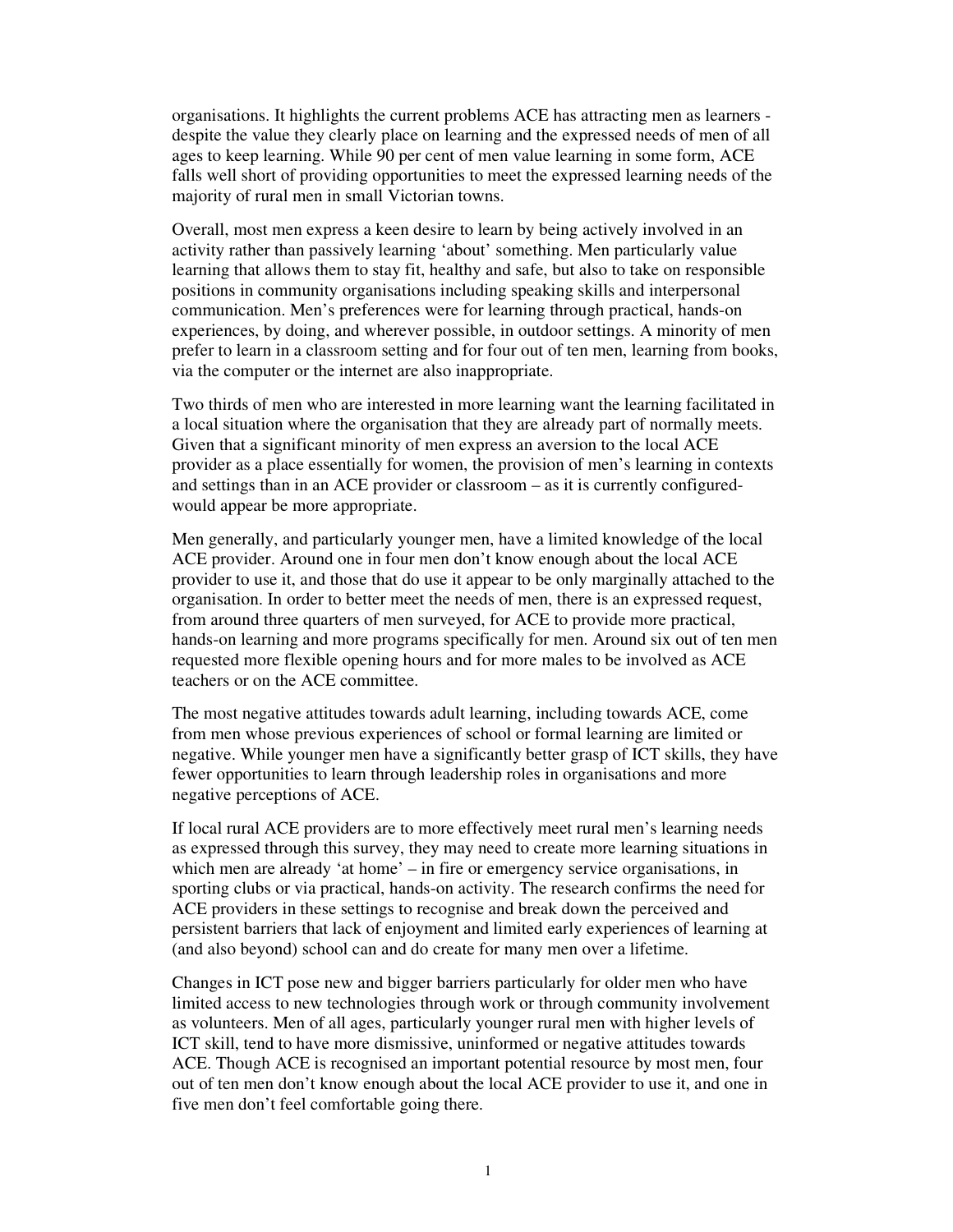organisations. It highlights the current problems ACE has attracting men as learners - despite the value they clearly place on learning and the expressed needs of men of all ages to keep learning. While 90 per cent of men value learning in some form, ACE falls well short of providing opportunities to meet the expressed learning needs of the majority of rural men in small Victorian towns.

Overall, most men express a keen desire to learn by being actively involved in an activity rather than passively learning 'about' something. Men particularly value learning that allows them to stay fit, healthy and safe, but also to take on responsible positions in community organisations including speaking skills and interpersonal communication. Men's preferences were for learning through practical, hands-on experiences, by doing, and wherever possible, in outdoor settings. A minority of men prefer to learn in a classroom setting and for four out of ten men, learning from books, via the computer or the internet are also inappropriate.

Two thirds of men who are interested in more learning want the learning facilitated in a local situation where the organisation that they are already part of normally meets. Given that a significant minority of men express an aversion to the local ACE provider as a place essentially for women, the provision of men's learning in contexts and settings than in an ACE provider or classroom – as it is currently configured- would appear be more appropriate.

Men generally, and particularly younger men, have a limited knowledge of the local ACE provider. Around one in four men don't know enough about the local ACE provider to use it, and those that do use it appear to be only marginally attached to the organisation. In order to better meet the needs of men, there is an expressed request, from around three quarters of men surveyed, for ACE to provide more practical, hands-on learning and more programs specifically for men. Around six out of ten men requested more flexible opening hours and for more males to be involved as ACE teachers or on the ACE committee.

The most negative attitudes towards adult learning, including towards ACE, come from men whose previous experiences of school or formal learning are limited or negative. While younger men have a significantly better grasp of ICT skills, they have fewer opportunities to learn through leadership roles in organisations and more negative perceptions of ACE.

If local rural ACE providers are to more effectively meet rural men's learning needs as expressed through this survey, they may need to create more learning situations in which men are already 'at home' – in fire or emergency service organisations, in sporting clubs or via practical, hands-on activity. The research confirms the need for ACE providers in these settings to recognise and break down the perceived and persistent barriers that lack of enjoyment and limited early experiences of learning at (and also beyond) school can and do create for many men over a lifetime.

Changes in ICT pose new and bigger barriers particularly for older men who have limited access to new technologies through work or through community involvement as volunteers. Men of all ages, particularly younger rural men with higher levels of ICT skill, tend to have more dismissive, uninformed or negative attitudes towards ACE. Though ACE is recognised an important potential resource by most men, four out of ten men don't know enough about the local ACE provider to use it, and one in five men don't feel comfortable going there.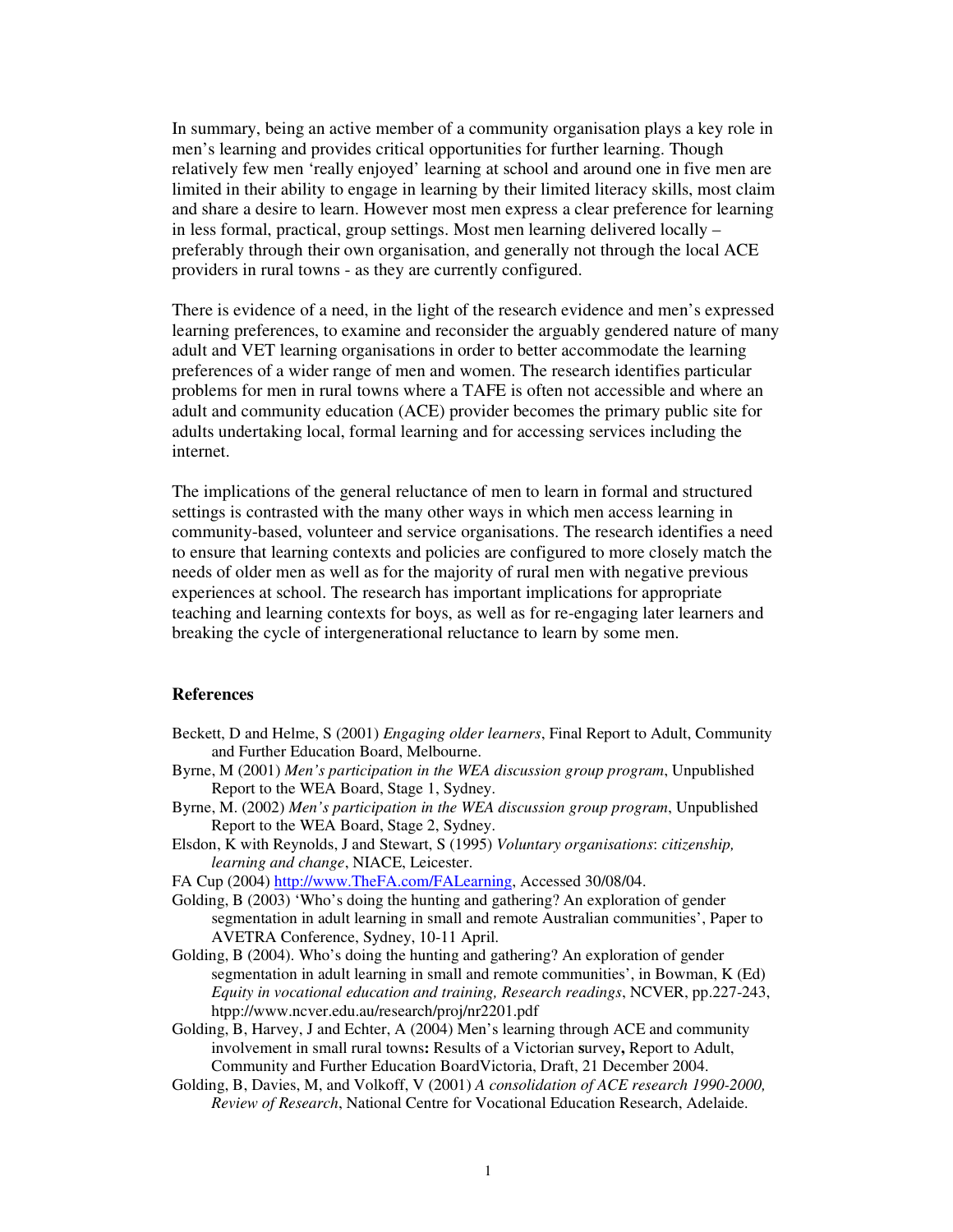In summary, being an active member of a community organisation plays a key role in men's learning and provides critical opportunities for further learning. Though relatively few men 'really enjoyed' learning at school and around one in five men are limited in their ability to engage in learning by their limited literacy skills, most claim and share a desire to learn. However most men express a clear preference for learning in less formal, practical, group settings. Most men learning delivered locally – preferably through their own organisation, and generally not through the local ACE providers in rural towns - as they are currently configured.

There is evidence of a need, in the light of the research evidence and men's expressed learning preferences, to examine and reconsider the arguably gendered nature of many adult and VET learning organisations in order to better accommodate the learning preferences of a wider range of men and women. The research identifies particular problems for men in rural towns where a TAFE is often not accessible and where an adult and community education (ACE) provider becomes the primary public site for adults undertaking local, formal learning and for accessing services including the internet.

The implications of the general reluctance of men to learn in formal and structured settings is contrasted with the many other ways in which men access learning in community-based, volunteer and service organisations. The research identifies a need to ensure that learning contexts and policies are configured to more closely match the needs of older men as well as for the majority of rural men with negative previous experiences at school. The research has important implications for appropriate teaching and learning contexts for boys, as well as for re-engaging later learners and breaking the cycle of intergenerational reluctance to learn by some men.

## References

Beckett, D and Helme, S (2001) *Engaging older learners*, Final Report to Adult, Community and Further Education Board, Melbourne.

Byrne, M (2001) *Men's participation in the WEA discussion group program*, Unpublished Report to the WEA Board, Stage 1, Sydney.

Byrne, M. (2002) *Men's participation in the WEA discussion group program*, Unpublished Report to the WEA Board, Stage 2, Sydney.

Elsdon, K with Reynolds, J and Stewart, S (1995) *Voluntary organisations*: *citizenship, learning and change*, NIACE, Leicester.

FA Cup (2004) http://www.TheFA.com/FALearning, Accessed 30/08/04.

Golding, B (2003) 'Who's doing the hunting and gathering? An exploration of gender segmentation in adult learning in small and remote Australian communities', Paper to AVETRA Conference, Sydney, 10-11 April.

Golding, B (2004). Who's doing the hunting and gathering? An exploration of gender segmentation in adult learning in small and remote communities', in Bowman, K (Ed) *Equity in vocational education and training, Research readings*, NCVER, pp.227-243, htpp://www.ncver.edu.au/research/proj/nr2201.pdf

Golding, B, Harvey, J and Echter, A (2004) Men's learning through ACE and community involvement in small rural towns**:** Results of a Victorian **s**urvey**,** Report to Adult, Community and Further Education BoardVictoria, Draft, 21 December 2004.

Golding, B, Davies, M, and Volkoff, V (2001) *A consolidation of ACE research 1990-2000, Review of Research*, National Centre for Vocational Education Research, Adelaide.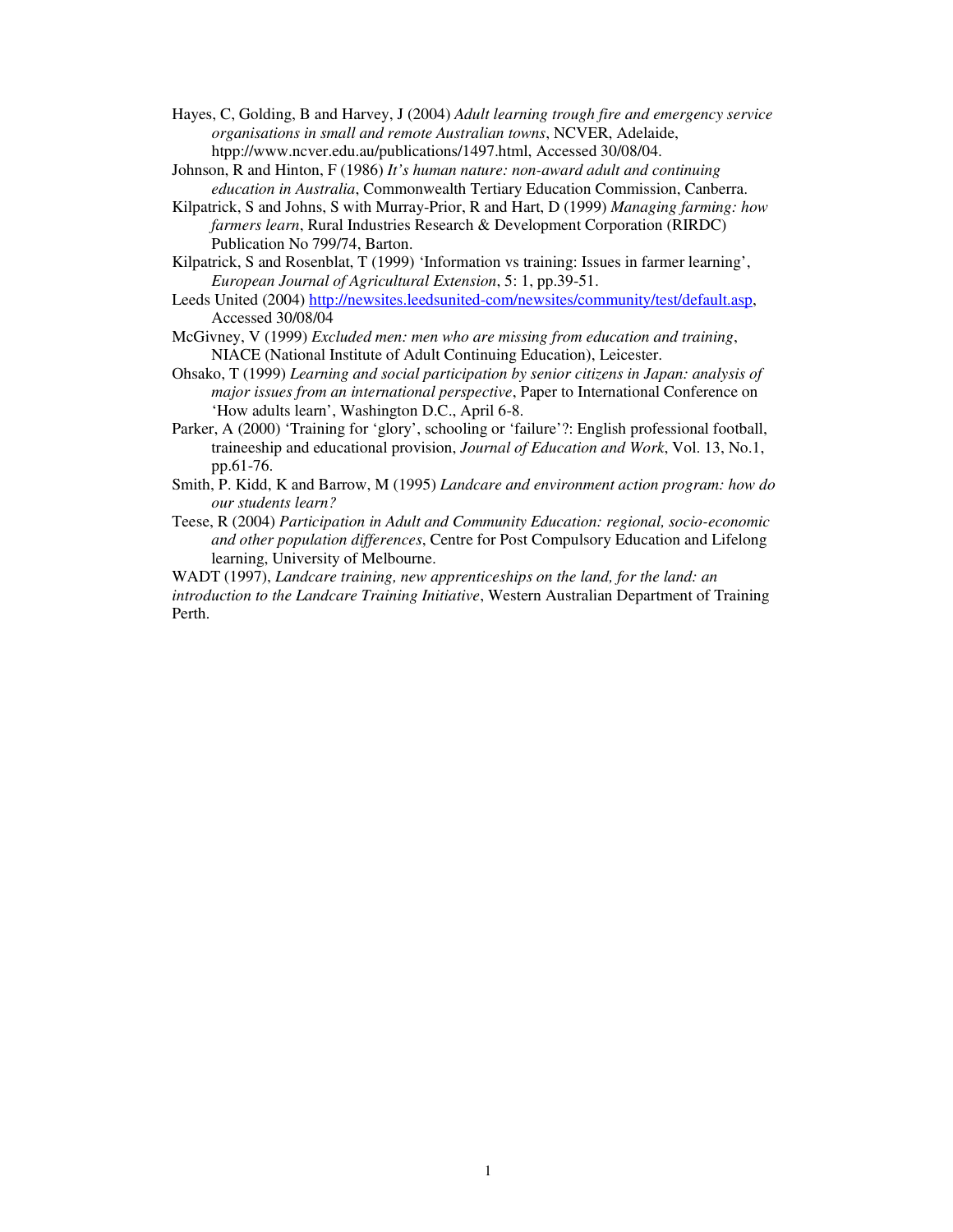Hayes, C, Golding, B and Harvey, J (2004) *Adult learning trough fire and emergency service organisations in small and remote Australian towns*, NCVER, Adelaide, htpp://www.ncver.edu.au/publications/1497.html, Accessed 30/08/04.

Johnson, R and Hinton, F (1986) *It's human nature: non-award adult and continuing education in Australia*, Commonwealth Tertiary Education Commission, Canberra.

Kilpatrick, S and Johns, S with Murray-Prior, R and Hart, D (1999) *Managing farming: how farmers learn*, Rural Industries Research & Development Corporation (RIRDC) Publication No 799/74, Barton.

Kilpatrick, S and Rosenblat, T (1999) 'Information vs training: Issues in farmer learning', *European Journal of Agricultural Extension*, 5: 1, pp.39-51.

Leeds United (2004) http://newsites.leedsunited-com/newsites/community/test/default.asp, Accessed 30/08/04

McGivney, V (1999) *Excluded men: men who are missing from education and training*, NIACE (National Institute of Adult Continuing Education), Leicester.

Ohsako, T (1999) *Learning and social participation by senior citizens in Japan: analysis of major issues from an international perspective*, Paper to International Conference on 'How adults learn', Washington D.C., April 6-8.

Parker, A (2000) 'Training for 'glory', schooling or 'failure'?: English professional football, traineeship and educational provision, *Journal of Education and Work*, Vol. 13, No.1, pp.61-76.

Smith, P. Kidd, K and Barrow, M (1995) *Landcare and environment action program: how do our students learn?*

Teese, R (2004) *Participation in Adult and Community Education: regional, socio-economic and other population differences*, Centre for Post Compulsory Education and Lifelong learning, University of Melbourne.

WADT (1997), *Landcare training, new apprenticeships on the land, for the land: an introduction to the Landcare Training Initiative*, Western Australian Department of Training Perth.